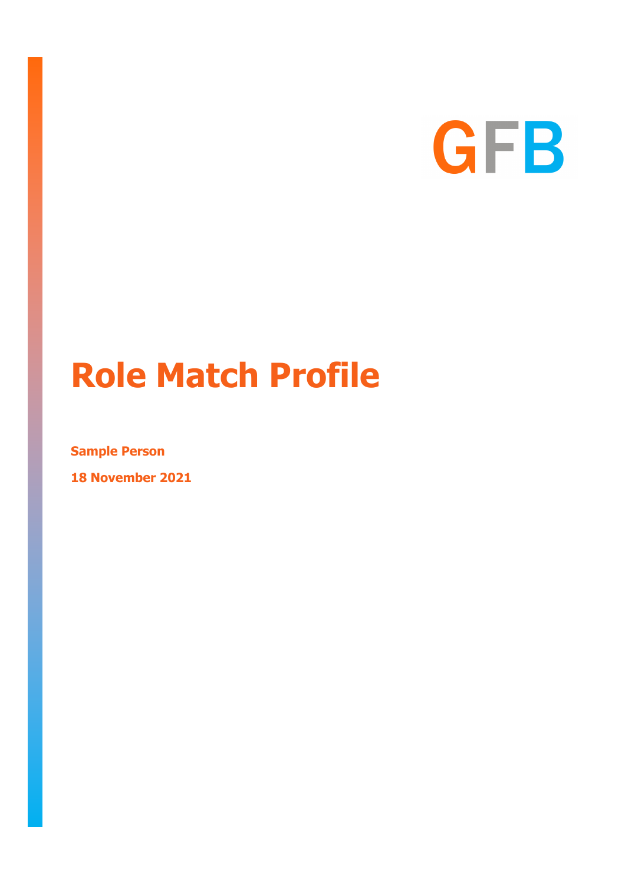GFB

# Role Match Profile

**Sample Person**

**18 November 2021**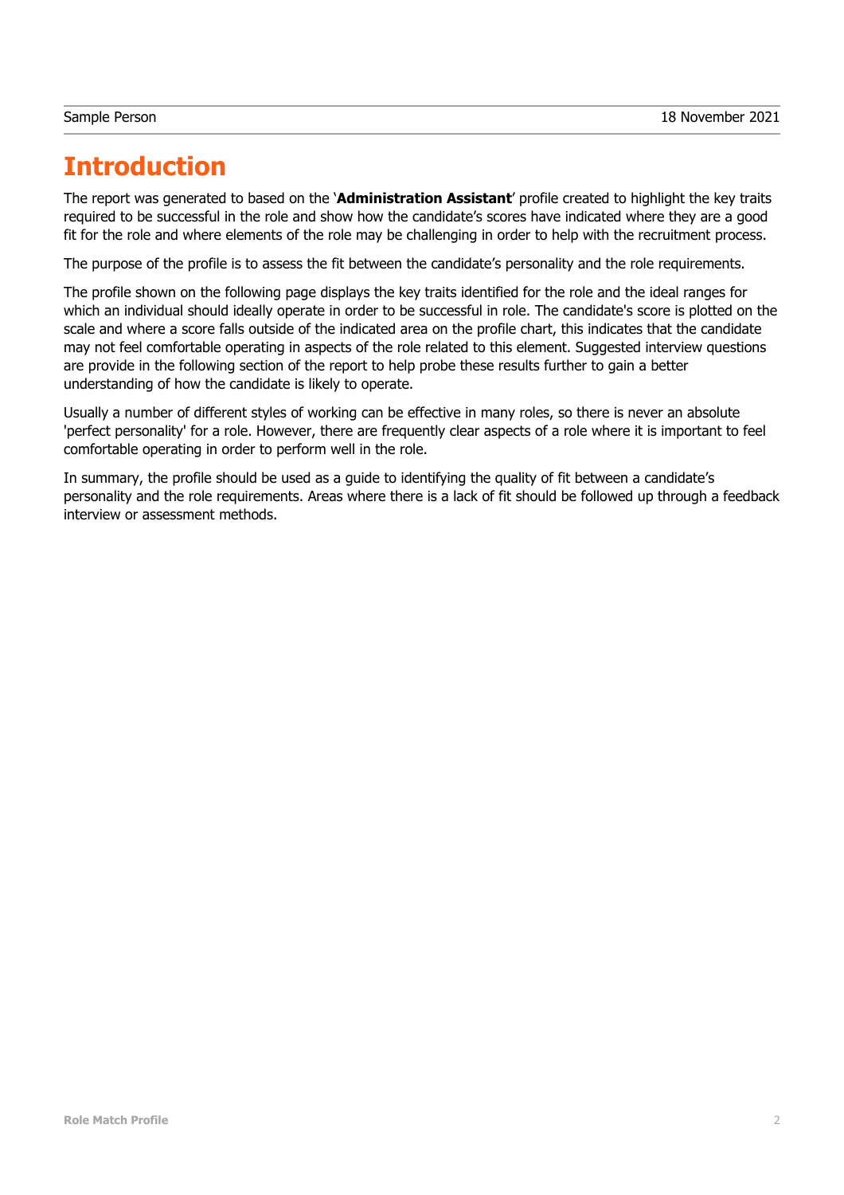# Introduction

The report was generated to based on the '**Administration Assistant**' profile created to highlight the key traits required to be successful in the role and show how the candidate's scores have indicated where they are a good fit for the role and where elements of the role may be challenging in order to help with the recruitment process.

The purpose of the profile is to assess the fit between the candidate's personality and the role requirements.

The profile shown on the following page displays the key traits identified for the role and the ideal ranges for which an individual should ideally operate in order to be successful in role. The candidate's score is plotted on the scale and where a score falls outside of the indicated area on the profile chart, this indicates that the candidate may not feel comfortable operating in aspects of the role related to this element. Suggested interview questions are provide in the following section of the report to help probe these results further to gain a better understanding of how the candidate is likely to operate.

Usually a number of different styles of working can be effective in many roles, so there is never an absolute 'perfect personality' for a role. However, there are frequently clear aspects of a role where it is important to feel comfortable operating in order to perform well in the role.

In summary, the profile should be used as a guide to identifying the quality of fit between a candidate's personality and the role requirements. Areas where there is a lack of fit should be followed up through a feedback interview or assessment methods.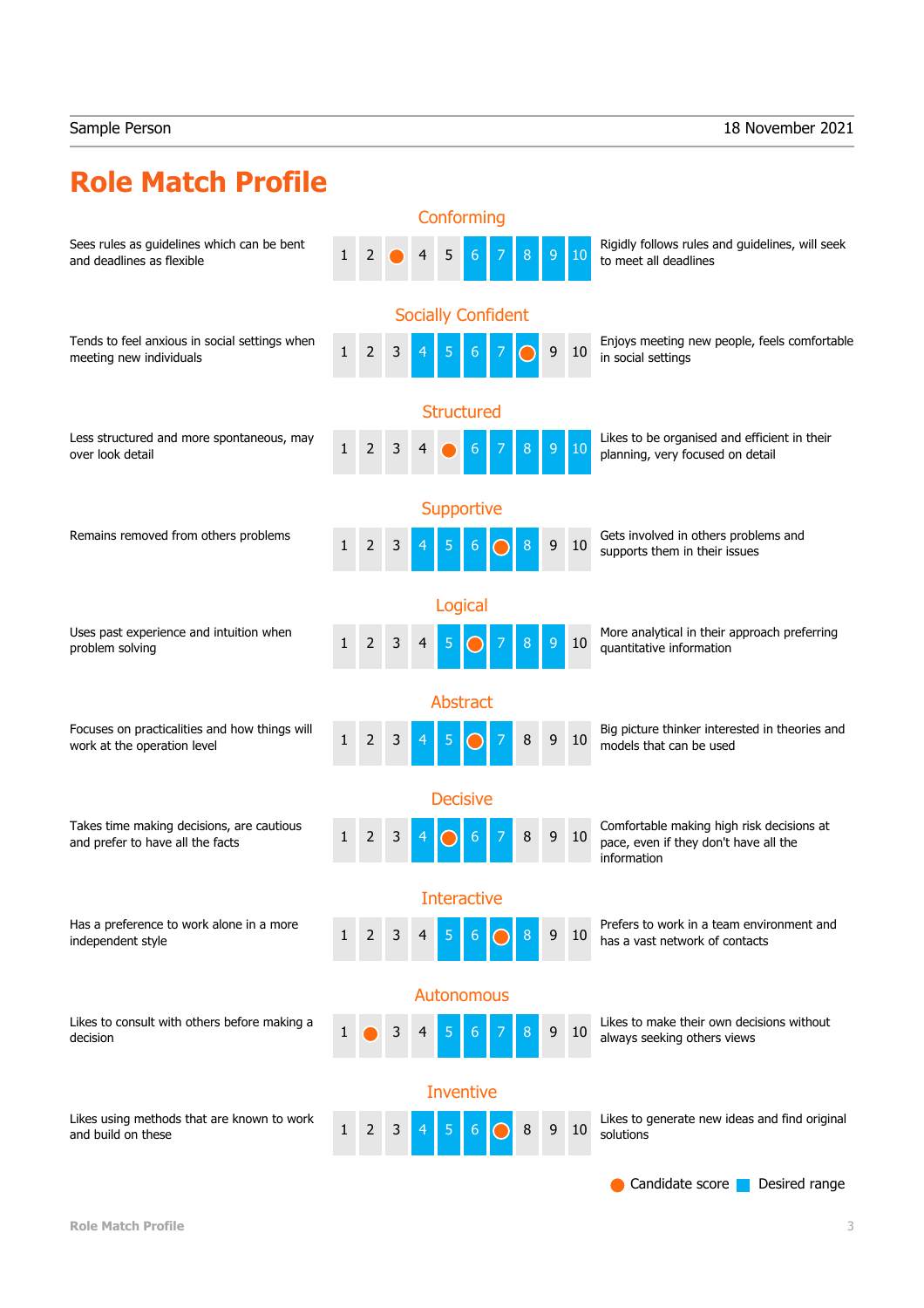Sample Person 18 November 2021

# Role Match Profile

| Scale | Low description | Candidate score | Desired range | High description |
|---|---|---|---|---|
| Conforming | Sees rules as guidelines which can be bent and deadlines as flexible | 3 | 6–10 | Rigidly follows rules and guidelines, will seek to meet all deadlines |
| Socially Confident | Tends to feel anxious in social settings when meeting new individuals | 8 | 4–8 | Enjoys meeting new people, feels comfortable in social settings |
| Structured | Less structured and more spontaneous, may over look detail | 5 | 6–10 | Likes to be organised and efficient in their planning, very focused on detail |
| Supportive | Remains removed from others problems | 7 | 4–8 | Gets involved in others problems and supports them in their issues |
| Logical | Uses past experience and intuition when problem solving | 6 | 5–9 | More analytical in their approach preferring quantitative information |
| Abstract | Focuses on practicalities and how things will work at the operation level | 6 | 4–7 | Big picture thinker interested in theories and models that can be used |
| Decisive | Takes time making decisions, are cautious and prefer to have all the facts | 5 | 4–7 | Comfortable making high risk decisions at pace, even if they don't have all the information |
| Interactive | Has a preference to work alone in a more independent style | 7 | 5–8 | Prefers to work in a team environment and has a vast network of contacts |
| Autonomous | Likes to consult with others before making a decision | 2 | 5–8 | Likes to make their own decisions without always seeking others views |
| Inventive | Likes using methods that are known to work and build on these | 7 | 4–7 | Likes to generate new ideas and find original solutions |

Candidate score / Desired range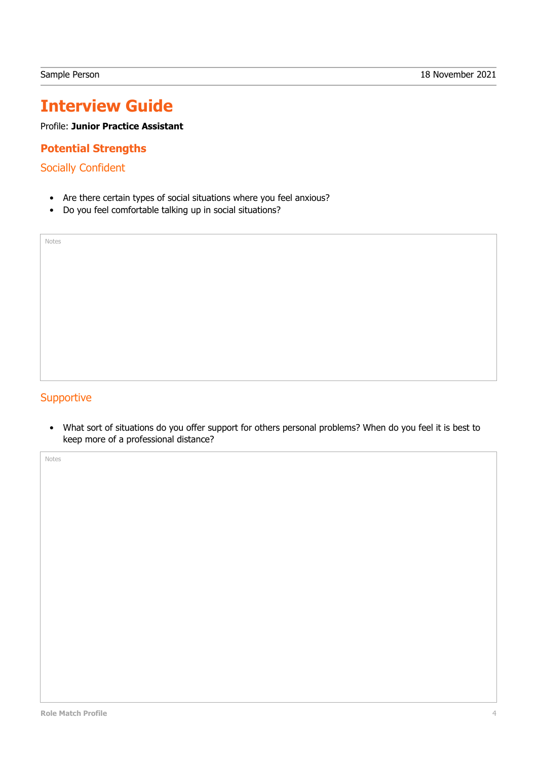Sample Person 18 November 2021

# Interview Guide

Profile: **Junior Practice Assistant**

## Potential Strengths

### Socially Confident

- Are there certain types of social situations where you feel anxious?
- Do you feel comfortable talking up in social situations?

Notes

### Supportive

- What sort of situations do you offer support for others personal problems? When do you feel it is best to keep more of a professional distance?

Notes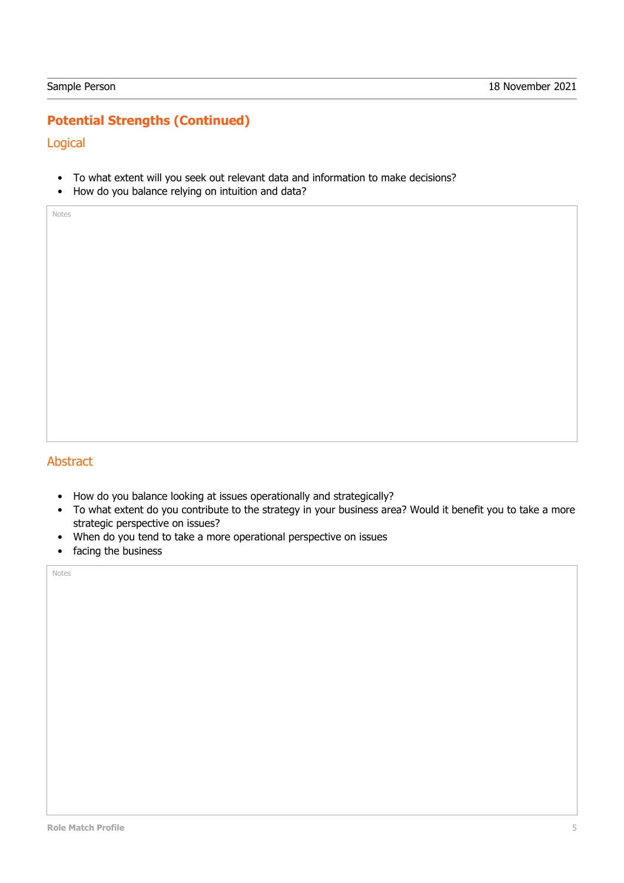## Potential Strengths (Continued)

### Logical

- To what extent will you seek out relevant data and information to make decisions?
- How do you balance relying on intuition and data?

Notes

### Abstract

- How do you balance looking at issues operationally and strategically?
- To what extent do you contribute to the strategy in your business area? Would it benefit you to take a more strategic perspective on issues?
- When do you tend to take a more operational perspective on issues
- facing the business

Notes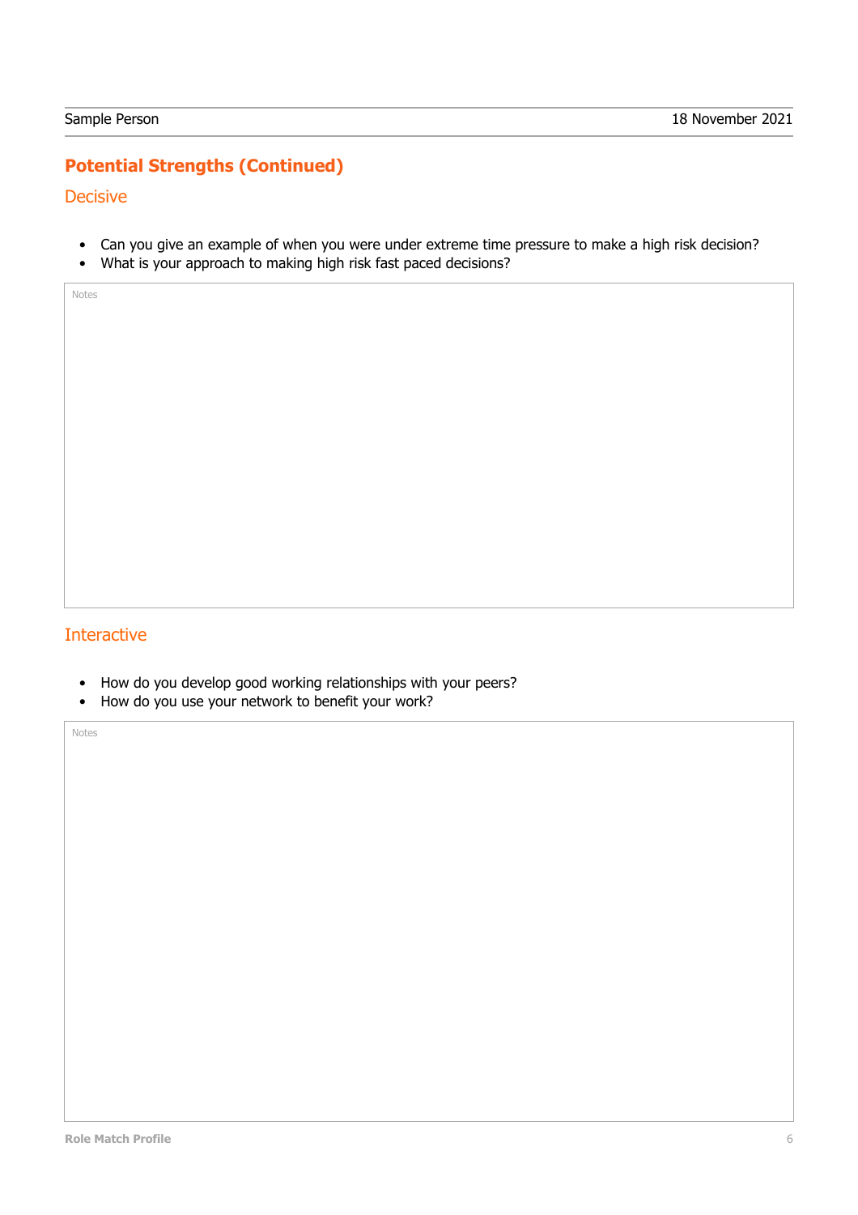## Potential Strengths (Continued)

### Decisive

- Can you give an example of when you were under extreme time pressure to make a high risk decision?
- What is your approach to making high risk fast paced decisions?

Notes

### Interactive

- How do you develop good working relationships with your peers?
- How do you use your network to benefit your work?

Notes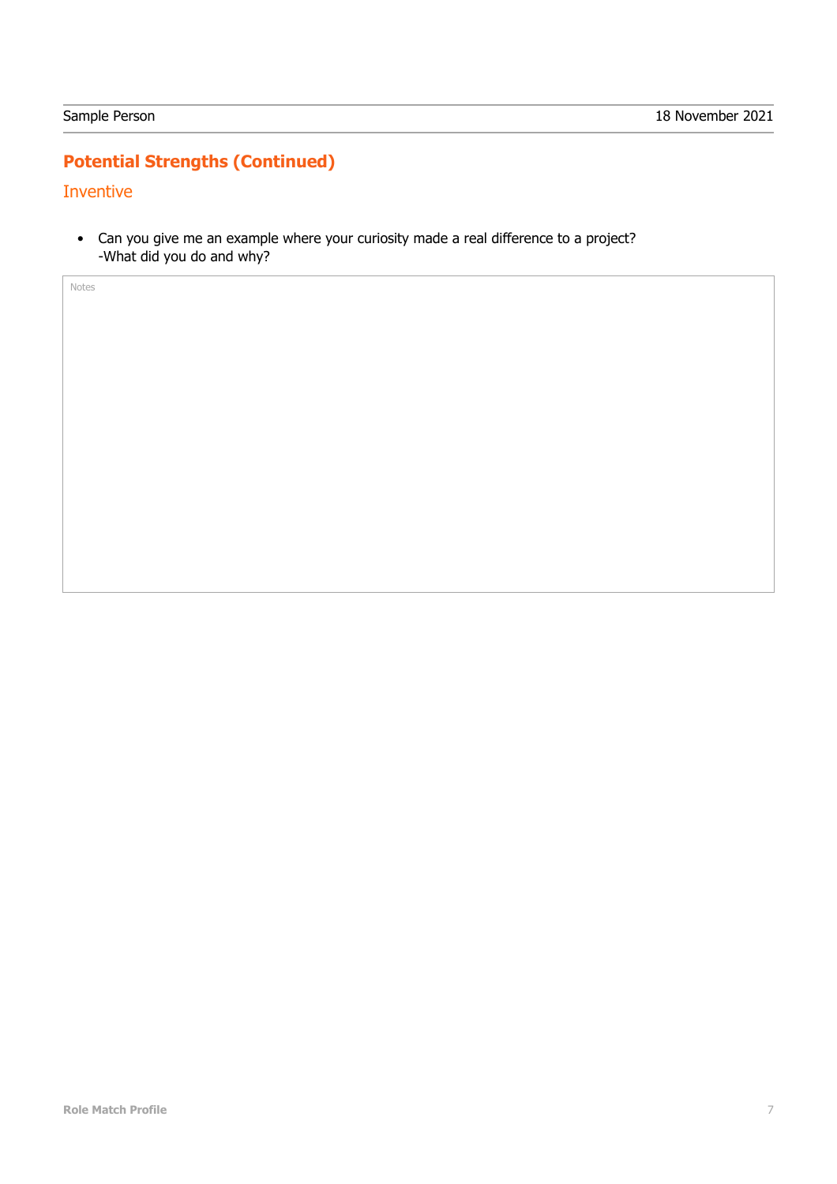## Potential Strengths (Continued)

### Inventive

- Can you give me an example where your curiosity made a real difference to a project?
  -What did you do and why?

Notes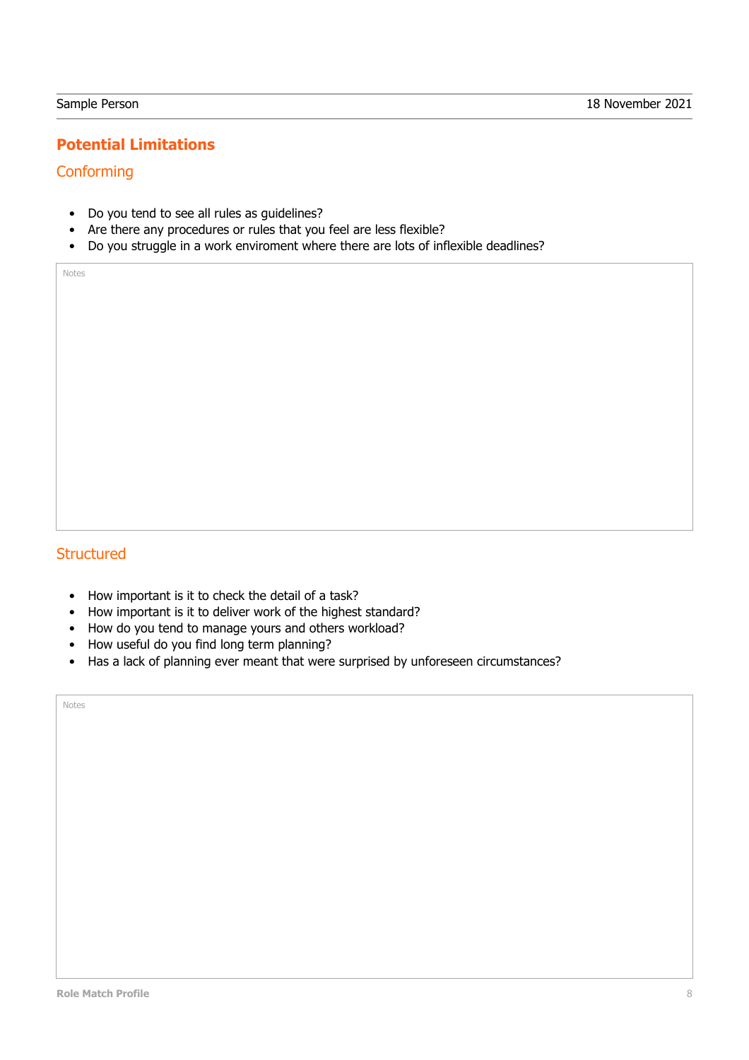## Potential Limitations

### Conforming

- Do you tend to see all rules as guidelines?
- Are there any procedures or rules that you feel are less flexible?
- Do you struggle in a work enviroment where there are lots of inflexible deadlines?

Notes

### Structured

- How important is it to check the detail of a task?
- How important is it to deliver work of the highest standard?
- How do you tend to manage yours and others workload?
- How useful do you find long term planning?
- Has a lack of planning ever meant that were surprised by unforeseen circumstances?

Notes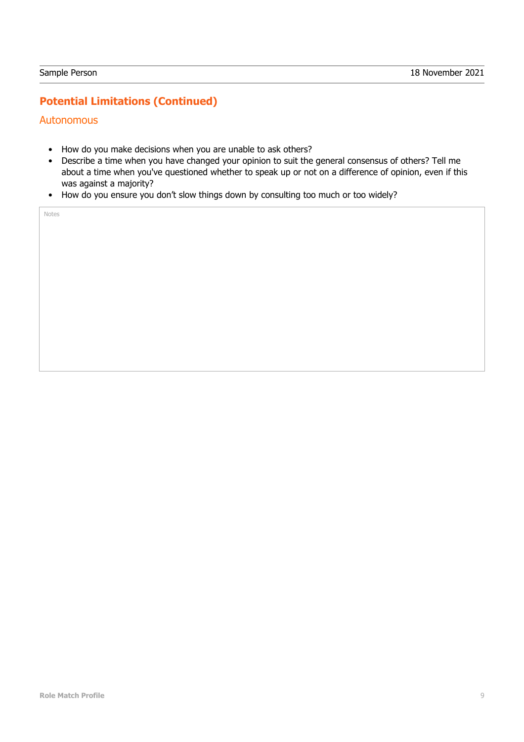## Potential Limitations (Continued)

### Autonomous

- How do you make decisions when you are unable to ask others?
- Describe a time when you have changed your opinion to suit the general consensus of others? Tell me about a time when you've questioned whether to speak up or not on a difference of opinion, even if this was against a majority?
- How do you ensure you don't slow things down by consulting too much or too widely?

Notes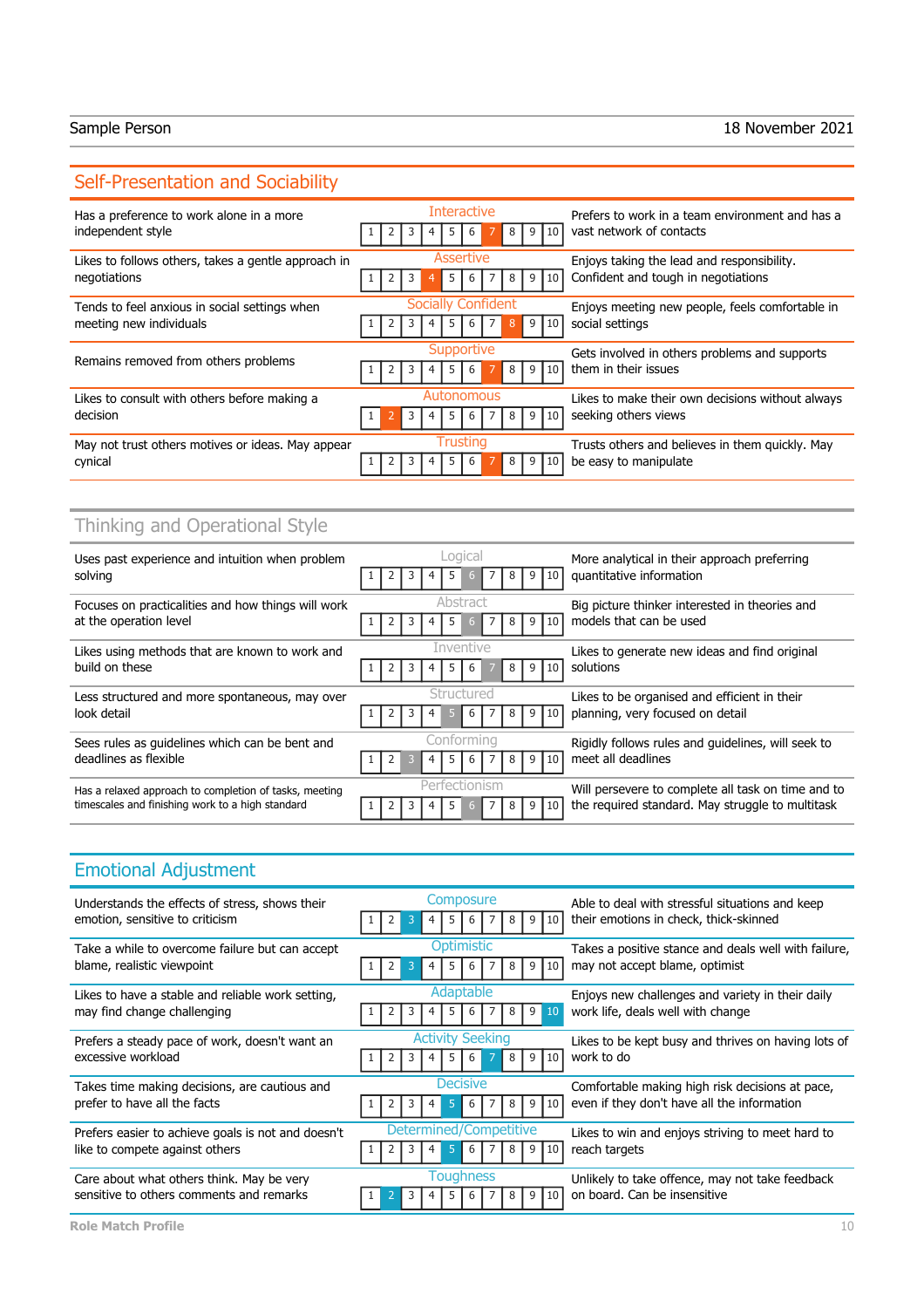## Self-Presentation and Sociability

| Low description | Scale | Score | High description |
|---|---|---|---|
| Has a preference to work alone in a more independent style | Interactive | 7 | Prefers to work in a team environment and has a vast network of contacts |
| Likes to follows others, takes a gentle approach in negotiations | Assertive | 4 | Enjoys taking the lead and responsibility. Confident and tough in negotiations |
| Tends to feel anxious in social settings when meeting new individuals | Socially Confident | 8 | Enjoys meeting new people, feels comfortable in social settings |
| Remains removed from others problems | Supportive | 7 | Gets involved in others problems and supports them in their issues |
| Likes to consult with others before making a decision | Autonomous | 2 | Likes to make their own decisions without always seeking others views |
| May not trust others motives or ideas. May appear cynical | Trusting | 7 | Trusts others and believes in them quickly. May be easy to manipulate |

## Thinking and Operational Style

| Low description | Scale | Score | High description |
|---|---|---|---|
| Uses past experience and intuition when problem solving | Logical | 6 | More analytical in their approach preferring quantitative information |
| Focuses on practicalities and how things will work at the operation level | Abstract | 6 | Big picture thinker interested in theories and models that can be used |
| Likes using methods that are known to work and build on these | Inventive | 7 | Likes to generate new ideas and find original solutions |
| Less structured and more spontaneous, may over look detail | Structured | 5 | Likes to be organised and efficient in their planning, very focused on detail |
| Sees rules as guidelines which can be bent and deadlines as flexible | Conforming | 3 | Rigidly follows rules and guidelines, will seek to meet all deadlines |
| Has a relaxed approach to completion of tasks, meeting timescales and finishing work to a high standard | Perfectionism | 6 | Will persevere to complete all task on time and to the required standard. May struggle to multitask |

## Emotional Adjustment

| Low description | Scale | Score | High description |
|---|---|---|---|
| Understands the effects of stress, shows their emotion, sensitive to criticism | Composure | 3 | Able to deal with stressful situations and keep their emotions in check, thick-skinned |
| Take a while to overcome failure but can accept blame, realistic viewpoint | Optimistic | 3 | Takes a positive stance and deals well with failure, may not accept blame, optimist |
| Likes to have a stable and reliable work setting, may find change challenging | Adaptable | 10 | Enjoys new challenges and variety in their daily work life, deals well with change |
| Prefers a steady pace of work, doesn't want an excessive workload | Activity Seeking | 7 | Likes to be kept busy and thrives on having lots of work to do |
| Takes time making decisions, are cautious and prefer to have all the facts | Decisive | 5 | Comfortable making high risk decisions at pace, even if they don't have all the information |
| Prefers easier to achieve goals is not and doesn't like to compete against others | Determined/Competitive | 5 | Likes to win and enjoys striving to meet hard to reach targets |
| Care about what others think. May be very sensitive to others comments and remarks | Toughness | 2 | Unlikely to take offence, may not take feedback on board. Can be insensitive |